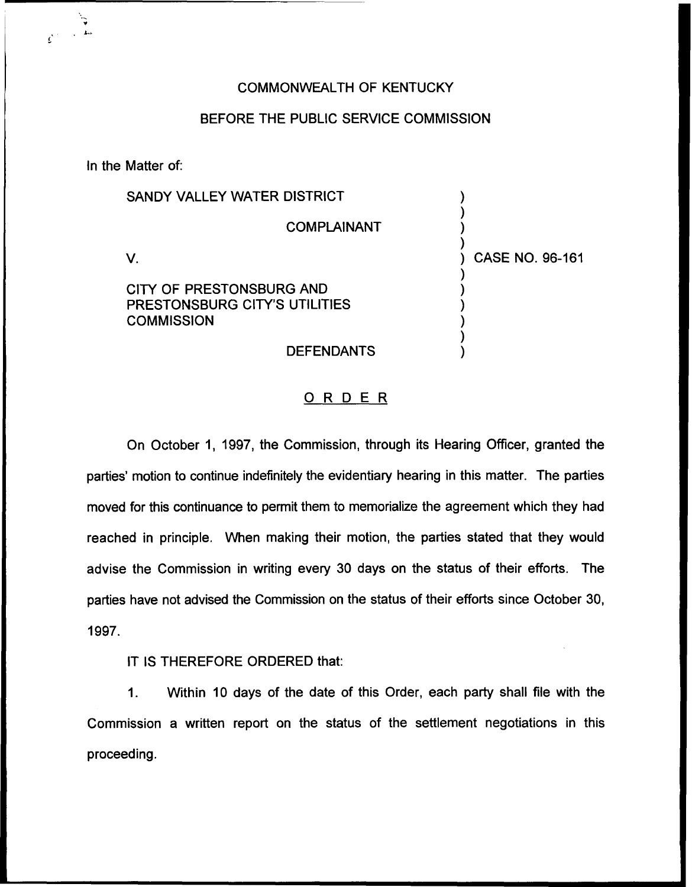COMMONWEALTH OF KENTUCKY

BEFORE THE PUBLIC SERVICE COMMISSION

In the Matter of:

| | |
|---|---|
| SANDY VALLEY WATER DISTRICT<br><br>COMPLAINANT<br><br>V.<br><br>CITY OF PRESTONSBURG AND PRESTONSBURG CITY'S UTILITIES COMMISSION<br><br>DEFENDANTS | ) CASE NO. 96-161 |

## ORDER

On October 1, 1997, the Commission, through its Hearing Officer, granted the parties' motion to continue indefinitely the evidentiary hearing in this matter. The parties moved for this continuance to permit them to memorialize the agreement which they had reached in principle. When making their motion, the parties stated that they would advise the Commission in writing every 30 days on the status of their efforts. The parties have not advised the Commission on the status of their efforts since October 30, 1997.

IT IS THEREFORE ORDERED that:

1. Within 10 days of the date of this Order, each party shall file with the Commission a written report on the status of the settlement negotiations in this proceeding.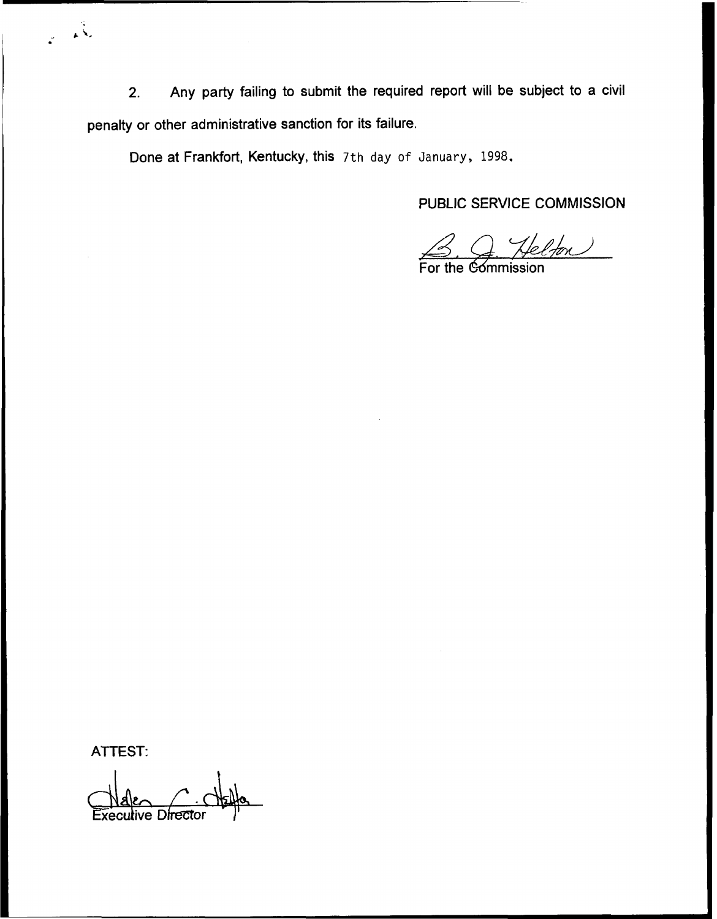2. Any party failing to submit the required report will be subject to a civil penalty or other administrative sanction for its failure.

Done at Frankfort, Kentucky, this 7th day of January, 1998.

PUBLIC SERVICE COMMISSION

For the Commission

ATTEST:

Executive Director